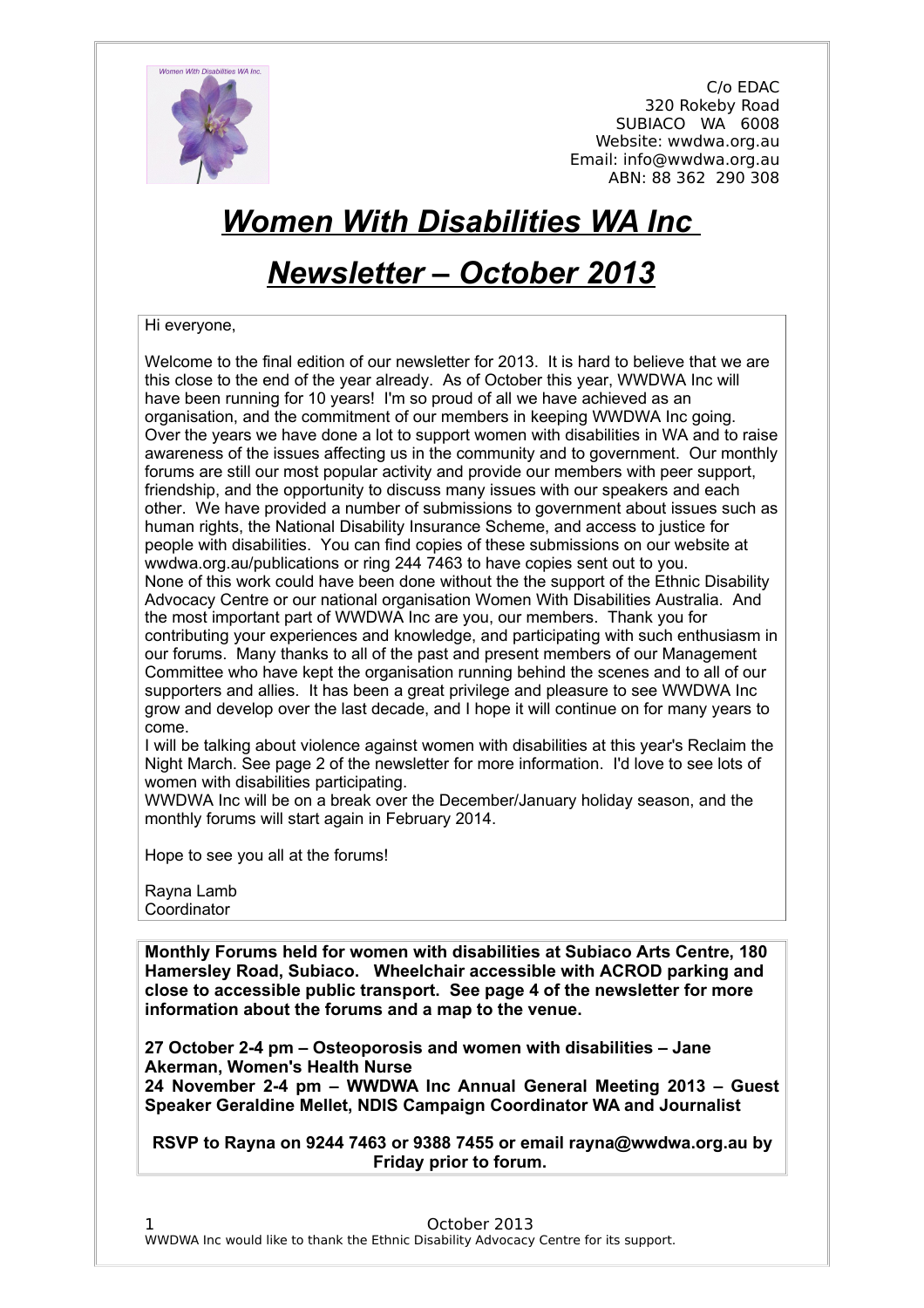C/o EDAC
320 Rokeby Road
SUBIACO WA 6008
Website: wwdwa.org.au
Email: info@wwdwa.org.au
ABN: 88 362 290 308

# ***Women With Disabilities WA Inc***

# ***Newsletter – October 2013***

Hi everyone,

Welcome to the final edition of our newsletter for 2013. It is hard to believe that we are this close to the end of the year already. As of October this year, WWDWA Inc will have been running for 10 years! I'm so proud of all we have achieved as an organisation, and the commitment of our members in keeping WWDWA Inc going. Over the years we have done a lot to support women with disabilities in WA and to raise awareness of the issues affecting us in the community and to government. Our monthly forums are still our most popular activity and provide our members with peer support, friendship, and the opportunity to discuss many issues with our speakers and each other. We have provided a number of submissions to government about issues such as human rights, the National Disability Insurance Scheme, and access to justice for people with disabilities. You can find copies of these submissions on our website at wwdwa.org.au/publications or ring 244 7463 to have copies sent out to you.
None of this work could have been done without the the support of the Ethnic Disability Advocacy Centre or our national organisation Women With Disabilities Australia. And the most important part of WWDWA Inc are you, our members. Thank you for contributing your experiences and knowledge, and participating with such enthusiasm in our forums. Many thanks to all of the past and present members of our Management Committee who have kept the organisation running behind the scenes and to all of our supporters and allies. It has been a great privilege and pleasure to see WWDWA Inc grow and develop over the last decade, and I hope it will continue on for many years to come.
I will be talking about violence against women with disabilities at this year's Reclaim the Night March. See page 2 of the newsletter for more information. I'd love to see lots of women with disabilities participating.
WWDWA Inc will be on a break over the December/January holiday season, and the monthly forums will start again in February 2014.

Hope to see you all at the forums!

Rayna Lamb
Coordinator

**Monthly Forums held for women with disabilities at Subiaco Arts Centre, 180 Hamersley Road, Subiaco. Wheelchair accessible with ACROD parking and close to accessible public transport. See page 4 of the newsletter for more information about the forums and a map to the venue.**

**27 October 2-4 pm – Osteoporosis and women with disabilities – Jane Akerman, Women's Health Nurse**
**24 November 2-4 pm – WWDWA Inc Annual General Meeting 2013 – Guest Speaker Geraldine Mellet, NDIS Campaign Coordinator WA and Journalist**

**RSVP to Rayna on 9244 7463 or 9388 7455 or email rayna@wwdwa.org.au by Friday prior to forum.**

WWDWA Inc would like to thank the Ethnic Disability Advocacy Centre for its support.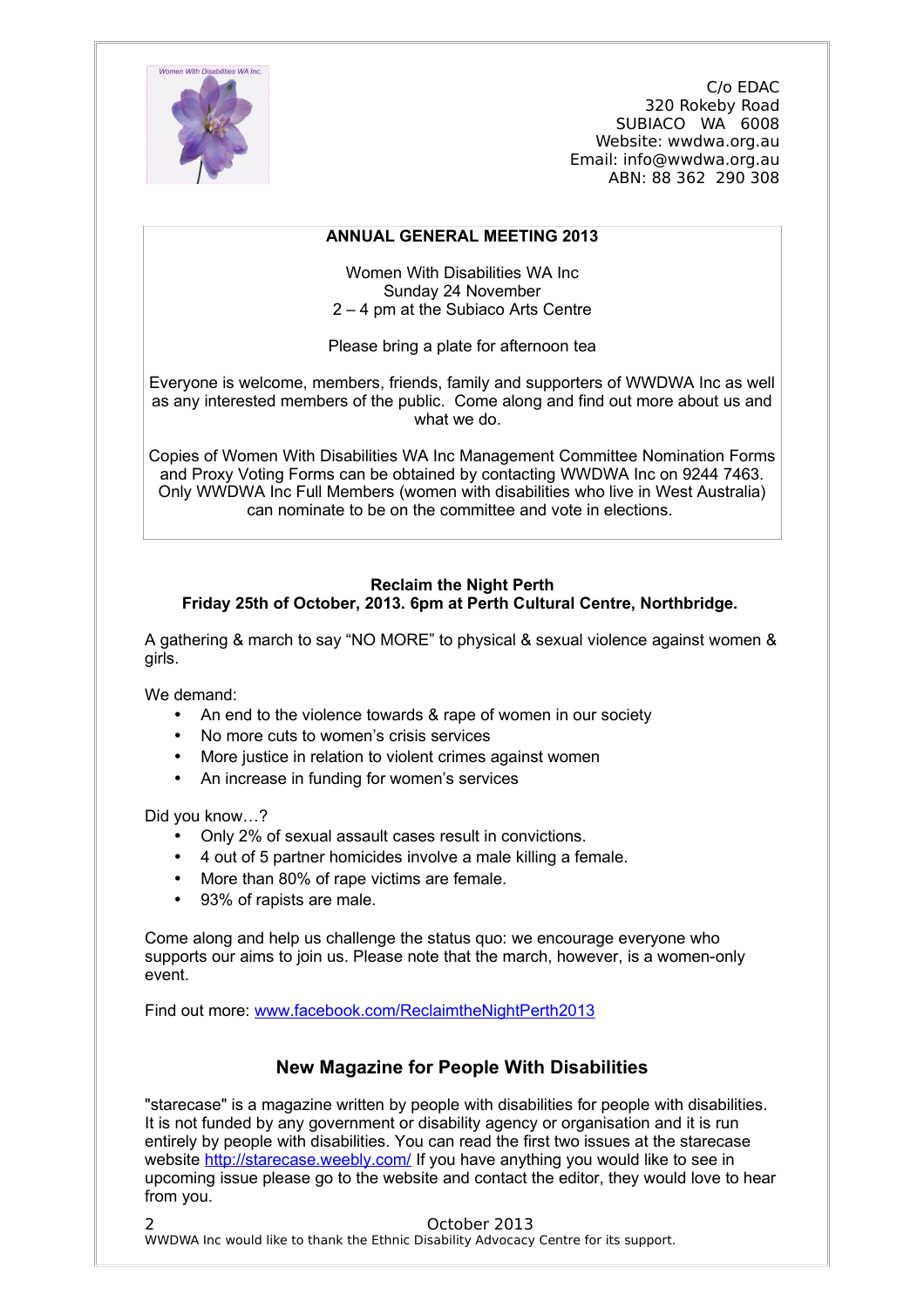C/o EDAC
320 Rokeby Road
SUBIACO WA 6008
Website: wwdwa.org.au
Email: info@wwdwa.org.au
ABN: 88 362 290 308

**ANNUAL GENERAL MEETING 2013**

Women With Disabilities WA Inc
Sunday 24 November
2 – 4 pm at the Subiaco Arts Centre

Please bring a plate for afternoon tea

Everyone is welcome, members, friends, family and supporters of WWDWA Inc as well as any interested members of the public. Come along and find out more about us and what we do.

Copies of Women With Disabilities WA Inc Management Committee Nomination Forms and Proxy Voting Forms can be obtained by contacting WWDWA Inc on 9244 7463. Only WWDWA Inc Full Members (women with disabilities who live in West Australia) can nominate to be on the committee and vote in elections.

**Reclaim the Night Perth**
**Friday 25th of October, 2013. 6pm at Perth Cultural Centre, Northbridge.**

A gathering & march to say “NO MORE” to physical & sexual violence against women & girls.

We demand:

- An end to the violence towards & rape of women in our society
- No more cuts to women’s crisis services
- More justice in relation to violent crimes against women
- An increase in funding for women’s services

Did you know…?

- Only 2% of sexual assault cases result in convictions.
- 4 out of 5 partner homicides involve a male killing a female.
- More than 80% of rape victims are female.
- 93% of rapists are male.

Come along and help us challenge the status quo: we encourage everyone who supports our aims to join us. Please note that the march, however, is a women-only event.

Find out more: www.facebook.com/ReclaimtheNightPerth2013

## New Magazine for People With Disabilities

"starecase" is a magazine written by people with disabilities for people with disabilities. It is not funded by any government or disability agency or organisation and it is run entirely by people with disabilities. You can read the first two issues at the starecase website http://starecase.weebly.com/ If you have anything you would like to see in upcoming issue please go to the website and contact the editor, they would love to hear from you.

WWDWA Inc would like to thank the Ethnic Disability Advocacy Centre for its support.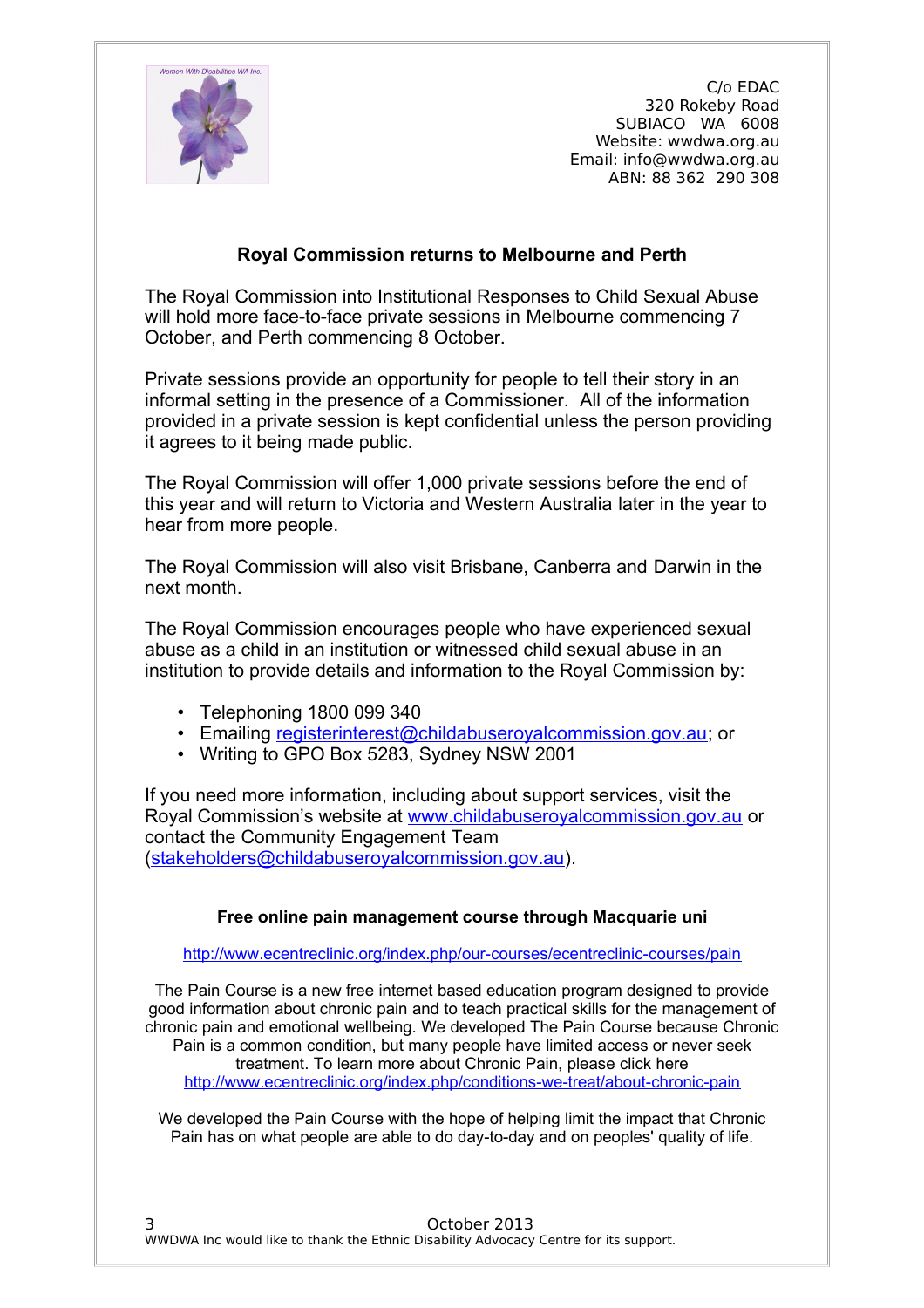C/o EDAC
320 Rokeby Road
SUBIACO WA 6008
Website: wwdwa.org.au
Email: info@wwdwa.org.au
ABN: 88 362 290 308

## Royal Commission returns to Melbourne and Perth

The Royal Commission into Institutional Responses to Child Sexual Abuse will hold more face-to-face private sessions in Melbourne commencing 7 October, and Perth commencing 8 October.

Private sessions provide an opportunity for people to tell their story in an informal setting in the presence of a Commissioner. All of the information provided in a private session is kept confidential unless the person providing it agrees to it being made public.

The Royal Commission will offer 1,000 private sessions before the end of this year and will return to Victoria and Western Australia later in the year to hear from more people.

The Royal Commission will also visit Brisbane, Canberra and Darwin in the next month.

The Royal Commission encourages people who have experienced sexual abuse as a child in an institution or witnessed child sexual abuse in an institution to provide details and information to the Royal Commission by:

- Telephoning 1800 099 340
- Emailing registerinterest@childabuseroyalcommission.gov.au; or
- Writing to GPO Box 5283, Sydney NSW 2001

If you need more information, including about support services, visit the Royal Commission's website at www.childabuseroyalcommission.gov.au or contact the Community Engagement Team (stakeholders@childabuseroyalcommission.gov.au).

### Free online pain management course through Macquarie uni

http://www.ecentreclinic.org/index.php/our-courses/ecentreclinic-courses/pain

The Pain Course is a new free internet based education program designed to provide good information about chronic pain and to teach practical skills for the management of chronic pain and emotional wellbeing. We developed The Pain Course because Chronic Pain is a common condition, but many people have limited access or never seek treatment. To learn more about Chronic Pain, please click here http://www.ecentreclinic.org/index.php/conditions-we-treat/about-chronic-pain

We developed the Pain Course with the hope of helping limit the impact that Chronic Pain has on what people are able to do day-to-day and on peoples' quality of life.

WWDWA Inc would like to thank the Ethnic Disability Advocacy Centre for its support.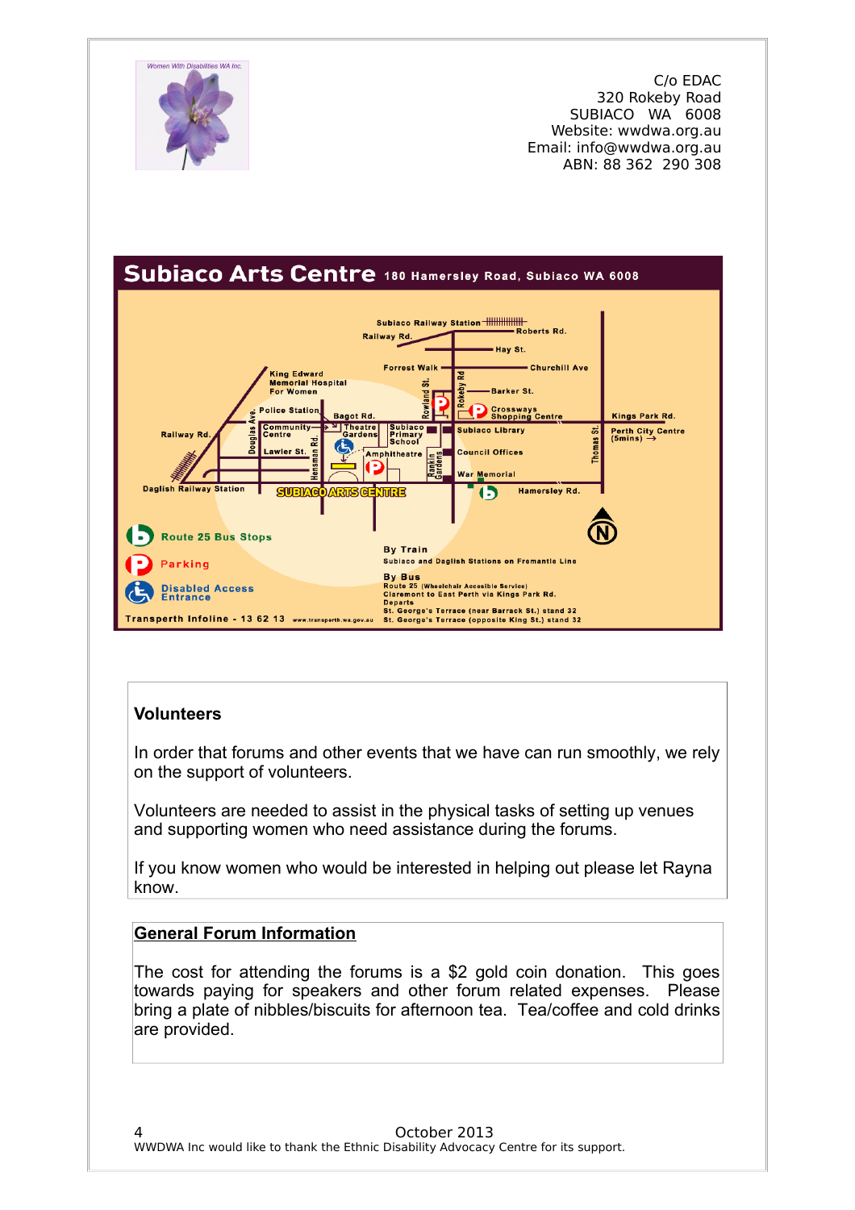C/o EDAC
320 Rokeby Road
SUBIACO WA 6008
Website: wwdwa.org.au
Email: info@wwdwa.org.au
ABN: 88 362 290 308

## Subiaco Arts Centre 180 Hamersley Road, Subiaco WA 6008

Subiaco Railway Station
Railway Rd.
Roberts Rd.
Hay St.
Forrest Walk
Churchill Ave
King Edward Memorial Hospital For Women
Rowland St.
Rokeby Rd
Barker St.
Police Station
Crossways Shopping Centre
Kings Park Rd.
Bagot Rd.
Railway Rd.
Douglas Ave.
Community Centre
Theatre Gardens
Subiaco Primary School
Subiaco Library
Perth City Centre (5mins) →
Lawler St.
Hensman Rd.
Amphitheatre
Rankin Gardens
Council Offices
Thomas St.
War Memorial
Daglish Railway Station
SUBIACO ARTS CENTRE
Hamersley Rd.
N

Route 25 Bus Stops
Parking
Disabled Access Entrance

By Train
Subiaco and Daglish Stations on Fremantle Line

By Bus
Route 25 (Wheelchair Accessible Service)
Claremont to East Perth via Kings Park Rd.
Departs
St. George's Terrace (near Barrack St.) stand 32
St. George's Terrace (opposite King St.) stand 32

Transperth Infoline - 13 62 13 www.transperth.wa.gov.au

**Volunteers**

In order that forums and other events that we have can run smoothly, we rely on the support of volunteers.

Volunteers are needed to assist in the physical tasks of setting up venues and supporting women who need assistance during the forums.

If you know women who would be interested in helping out please let Rayna know.

**General Forum Information**

The cost for attending the forums is a $2 gold coin donation. This goes towards paying for speakers and other forum related expenses. Please bring a plate of nibbles/biscuits for afternoon tea. Tea/coffee and cold drinks are provided.

October 2013
WWDWA Inc would like to thank the Ethnic Disability Advocacy Centre for its support.